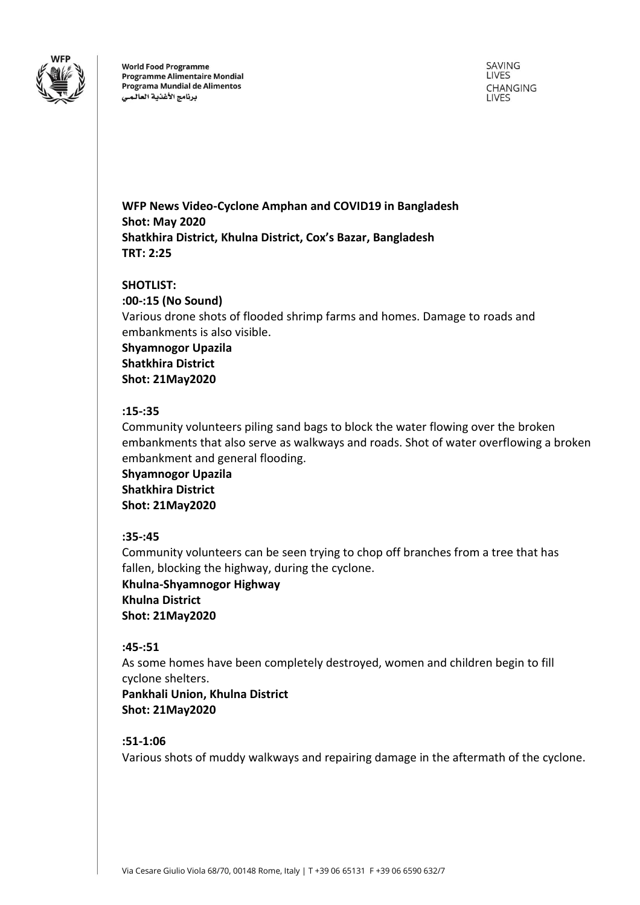**WFP News Video-Cyclone Amphan and COVID19 in Bangladesh**
**Shot: May 2020**
**Shatkhira District, Khulna District, Cox's Bazar, Bangladesh**
**TRT: 2:25**

**SHOTLIST:**

**:00-:15 (No Sound)**
Various drone shots of flooded shrimp farms and homes. Damage to roads and embankments is also visible.
**Shyamnogor Upazila**
**Shatkhira District**
**Shot: 21May2020**

**:15-:35**
Community volunteers piling sand bags to block the water flowing over the broken embankments that also serve as walkways and roads. Shot of water overflowing a broken embankment and general flooding.
**Shyamnogor Upazila**
**Shatkhira District**
**Shot: 21May2020**

**:35-:45**
Community volunteers can be seen trying to chop off branches from a tree that has fallen, blocking the highway, during the cyclone.
**Khulna-Shyamnogor Highway**
**Khulna District**
**Shot: 21May2020**

**:45-:51**
As some homes have been completely destroyed, women and children begin to fill cyclone shelters.
**Pankhali Union, Khulna District**
**Shot: 21May2020**

**:51-1:06**
Various shots of muddy walkways and repairing damage in the aftermath of the cyclone.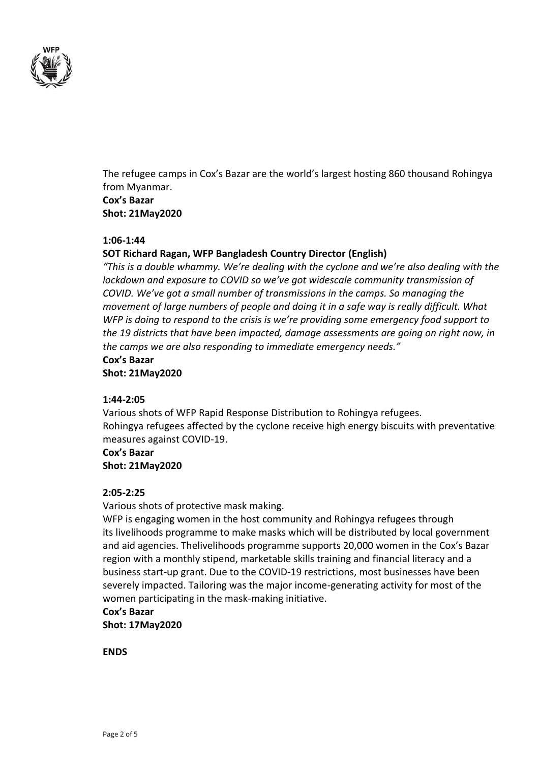The refugee camps in Cox's Bazar are the world's largest hosting 860 thousand Rohingya from Myanmar.
**Cox's Bazar**
**Shot: 21May2020**

**1:06-1:44**

**SOT Richard Ragan, WFP Bangladesh Country Director (English)**

*"This is a double whammy. We're dealing with the cyclone and we're also dealing with the lockdown and exposure to COVID so we've got widescale community transmission of COVID. We've got a small number of transmissions in the camps. So managing the movement of large numbers of people and doing it in a safe way is really difficult. What WFP is doing to respond to the crisis is we're providing some emergency food support to the 19 districts that have been impacted, damage assessments are going on right now, in the camps we are also responding to immediate emergency needs."*
**Cox's Bazar**
**Shot: 21May2020**

**1:44-2:05**

Various shots of WFP Rapid Response Distribution to Rohingya refugees.
Rohingya refugees affected by the cyclone receive high energy biscuits with preventative measures against COVID-19.
**Cox's Bazar**
**Shot: 21May2020**

**2:05-2:25**

Various shots of protective mask making.
WFP is engaging women in the host community and Rohingya refugees through its livelihoods programme to make masks which will be distributed by local government and aid agencies. Thelivelihoods programme supports 20,000 women in the Cox's Bazar region with a monthly stipend, marketable skills training and financial literacy and a business start-up grant. Due to the COVID-19 restrictions, most businesses have been severely impacted. Tailoring was the major income-generating activity for most of the women participating in the mask-making initiative.
**Cox's Bazar**
**Shot: 17May2020**

**ENDS**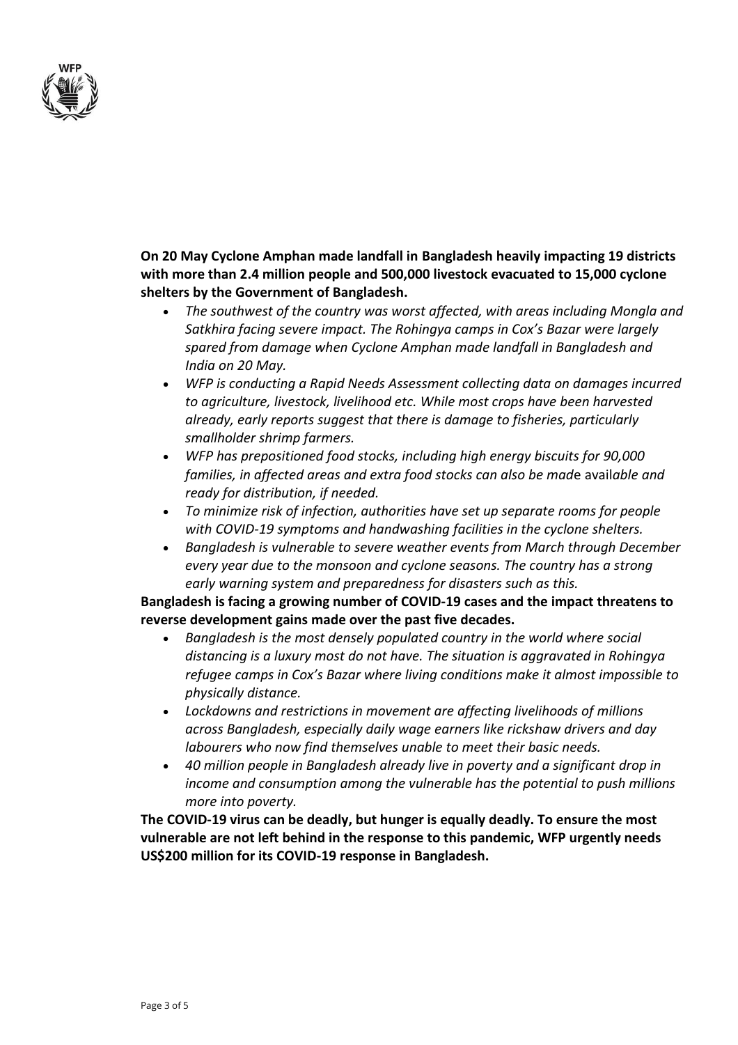**On 20 May Cyclone Amphan made landfall in Bangladesh heavily impacting 19 districts with more than 2.4 million people and 500,000 livestock evacuated to 15,000 cyclone shelters by the Government of Bangladesh.**

- *The southwest of the country was worst affected, with areas including Mongla and Satkhira facing severe impact. The Rohingya camps in Cox's Bazar were largely spared from damage when Cyclone Amphan made landfall in Bangladesh and India on 20 May.*
- *WFP is conducting a Rapid Needs Assessment collecting data on damages incurred to agriculture, livestock, livelihood etc. While most crops have been harvested already, early reports suggest that there is damage to fisheries, particularly smallholder shrimp farmers.*
- *WFP has prepositioned food stocks, including high energy biscuits for 90,000 families, in affected areas and extra food stocks can also be made available and ready for distribution, if needed.*
- *To minimize risk of infection, authorities have set up separate rooms for people with COVID-19 symptoms and handwashing facilities in the cyclone shelters.*
- *Bangladesh is vulnerable to severe weather events from March through December every year due to the monsoon and cyclone seasons. The country has a strong early warning system and preparedness for disasters such as this.*

**Bangladesh is facing a growing number of COVID-19 cases and the impact threatens to reverse development gains made over the past five decades.**

- *Bangladesh is the most densely populated country in the world where social distancing is a luxury most do not have. The situation is aggravated in Rohingya refugee camps in Cox's Bazar where living conditions make it almost impossible to physically distance.*
- *Lockdowns and restrictions in movement are affecting livelihoods of millions across Bangladesh, especially daily wage earners like rickshaw drivers and day labourers who now find themselves unable to meet their basic needs.*
- *40 million people in Bangladesh already live in poverty and a significant drop in income and consumption among the vulnerable has the potential to push millions more into poverty.*

**The COVID-19 virus can be deadly, but hunger is equally deadly. To ensure the most vulnerable are not left behind in the response to this pandemic, WFP urgently needs US$200 million for its COVID-19 response in Bangladesh.**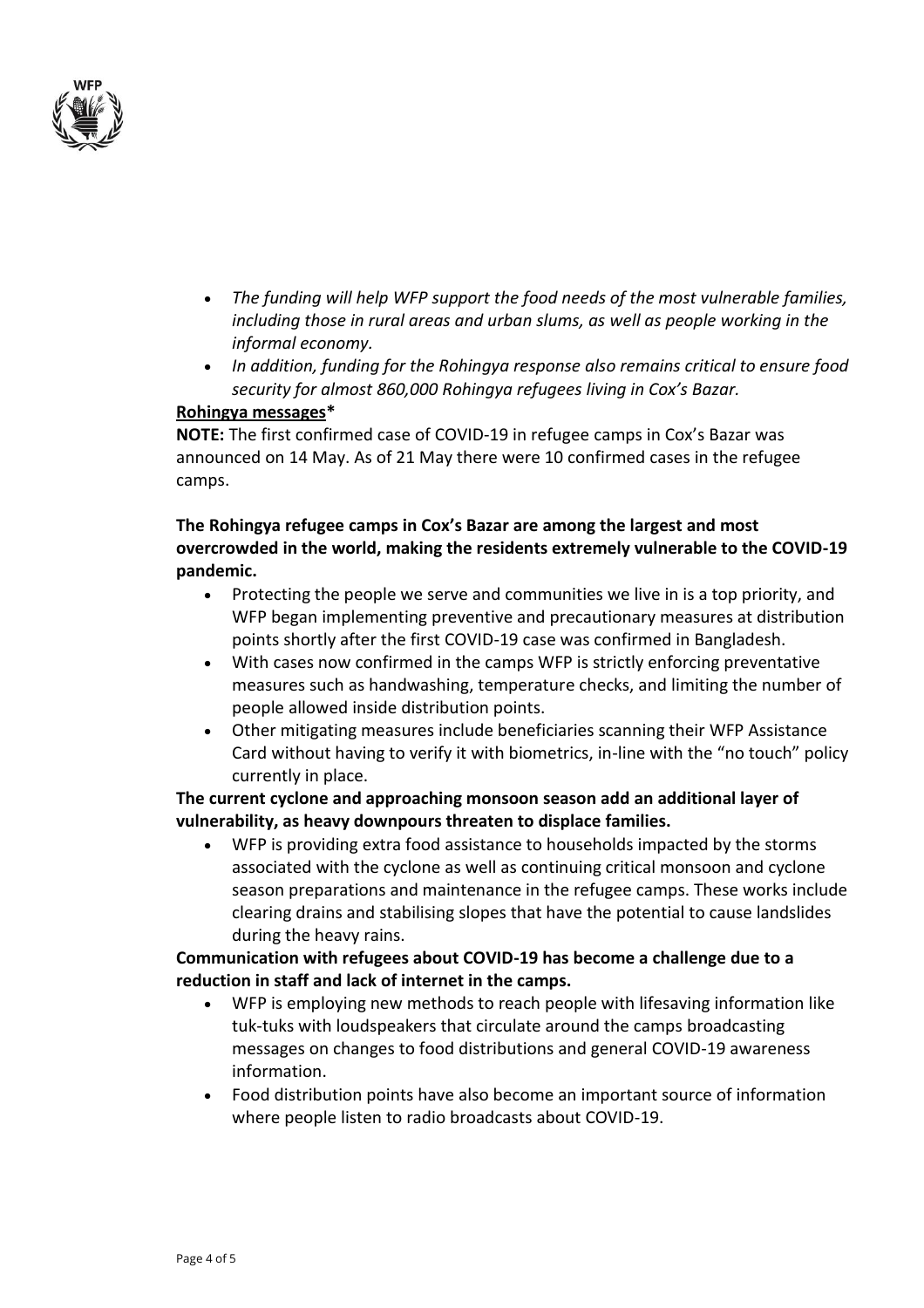- *The funding will help WFP support the food needs of the most vulnerable families, including those in rural areas and urban slums, as well as people working in the informal economy.*
- *In addition, funding for the Rohingya response also remains critical to ensure food security for almost 860,000 Rohingya refugees living in Cox's Bazar.*

**Rohingya messages***

**NOTE:** The first confirmed case of COVID-19 in refugee camps in Cox's Bazar was announced on 14 May. As of 21 May there were 10 confirmed cases in the refugee camps.

**The Rohingya refugee camps in Cox's Bazar are among the largest and most overcrowded in the world, making the residents extremely vulnerable to the COVID-19 pandemic.**

- Protecting the people we serve and communities we live in is a top priority, and WFP began implementing preventive and precautionary measures at distribution points shortly after the first COVID-19 case was confirmed in Bangladesh.
- With cases now confirmed in the camps WFP is strictly enforcing preventative measures such as handwashing, temperature checks, and limiting the number of people allowed inside distribution points.
- Other mitigating measures include beneficiaries scanning their WFP Assistance Card without having to verify it with biometrics, in-line with the "no touch" policy currently in place.

**The current cyclone and approaching monsoon season add an additional layer of vulnerability, as heavy downpours threaten to displace families.**

- WFP is providing extra food assistance to households impacted by the storms associated with the cyclone as well as continuing critical monsoon and cyclone season preparations and maintenance in the refugee camps. These works include clearing drains and stabilising slopes that have the potential to cause landslides during the heavy rains.

**Communication with refugees about COVID-19 has become a challenge due to a reduction in staff and lack of internet in the camps.**

- WFP is employing new methods to reach people with lifesaving information like tuk-tuks with loudspeakers that circulate around the camps broadcasting messages on changes to food distributions and general COVID-19 awareness information.
- Food distribution points have also become an important source of information where people listen to radio broadcasts about COVID-19.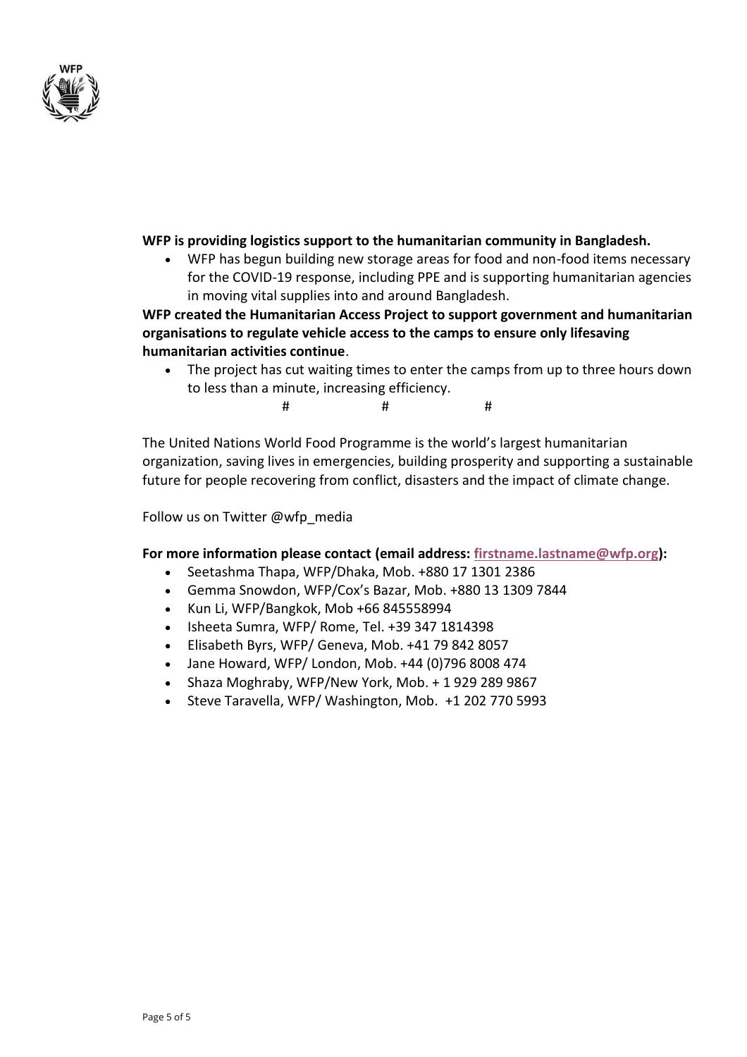**WFP is providing logistics support to the humanitarian community in Bangladesh.**

- WFP has begun building new storage areas for food and non-food items necessary for the COVID-19 response, including PPE and is supporting humanitarian agencies in moving vital supplies into and around Bangladesh.

**WFP created the Humanitarian Access Project to support government and humanitarian organisations to regulate vehicle access to the camps to ensure only lifesaving humanitarian activities continue**.

- The project has cut waiting times to enter the camps from up to three hours down to less than a minute, increasing efficiency.

# # #

The United Nations World Food Programme is the world's largest humanitarian organization, saving lives in emergencies, building prosperity and supporting a sustainable future for people recovering from conflict, disasters and the impact of climate change.

Follow us on Twitter @wfp_media

**For more information please contact (email address: firstname.lastname@wfp.org):**

- Seetashma Thapa, WFP/Dhaka, Mob. +880 17 1301 2386
- Gemma Snowdon, WFP/Cox's Bazar, Mob. +880 13 1309 7844
- Kun Li, WFP/Bangkok, Mob +66 845558994
- Isheeta Sumra, WFP/ Rome, Tel. +39 347 1814398
- Elisabeth Byrs, WFP/ Geneva, Mob. +41 79 842 8057
- Jane Howard, WFP/ London, Mob. +44 (0)796 8008 474
- Shaza Moghraby, WFP/New York, Mob. + 1 929 289 9867
- Steve Taravella, WFP/ Washington, Mob. +1 202 770 5993